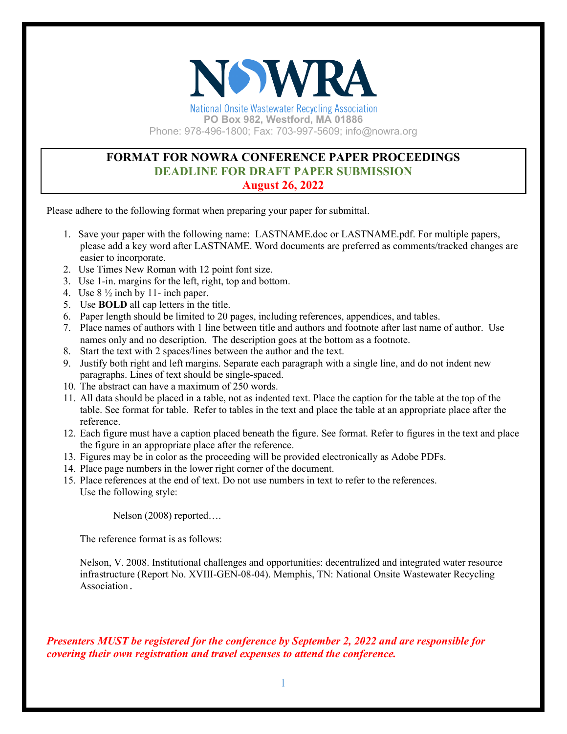# NOWRA

National Onsite Wastewater Recycling Association
**PO Box 982, Westford, MA 01886**
Phone: 978-496-1800; Fax: 703-997-5609; info@nowra.org

## FORMAT FOR NOWRA CONFERENCE PAPER PROCEEDINGS
## DEADLINE FOR DRAFT PAPER SUBMISSION
## August 26, 2022

Please adhere to the following format when preparing your paper for submittal.

1. Save your paper with the following name: LASTNAME.doc or LASTNAME.pdf. For multiple papers, please add a key word after LASTNAME. Word documents are preferred as comments/tracked changes are easier to incorporate.
2. Use Times New Roman with 12 point font size.
3. Use 1-in. margins for the left, right, top and bottom.
4. Use 8 ½ inch by 11- inch paper.
5. Use **BOLD** all cap letters in the title.
6. Paper length should be limited to 20 pages, including references, appendices, and tables.
7. Place names of authors with 1 line between title and authors and footnote after last name of author. Use names only and no description. The description goes at the bottom as a footnote.
8. Start the text with 2 spaces/lines between the author and the text.
9. Justify both right and left margins. Separate each paragraph with a single line, and do not indent new paragraphs. Lines of text should be single-spaced.
10. The abstract can have a maximum of 250 words.
11. All data should be placed in a table, not as indented text. Place the caption for the table at the top of the table. See format for table. Refer to tables in the text and place the table at an appropriate place after the reference.
12. Each figure must have a caption placed beneath the figure. See format. Refer to figures in the text and place the figure in an appropriate place after the reference.
13. Figures may be in color as the proceeding will be provided electronically as Adobe PDFs.
14. Place page numbers in the lower right corner of the document.
15. Place references at the end of text. Do not use numbers in text to refer to the references. Use the following style:

    Nelson (2008) reported….

    The reference format is as follows:

    Nelson, V. 2008. Institutional challenges and opportunities: decentralized and integrated water resource infrastructure (Report No. XVIII-GEN-08-04). Memphis, TN: National Onsite Wastewater Recycling Association.

***Presenters MUST be registered for the conference by September 2, 2022 and are responsible for covering their own registration and travel expenses to attend the conference.***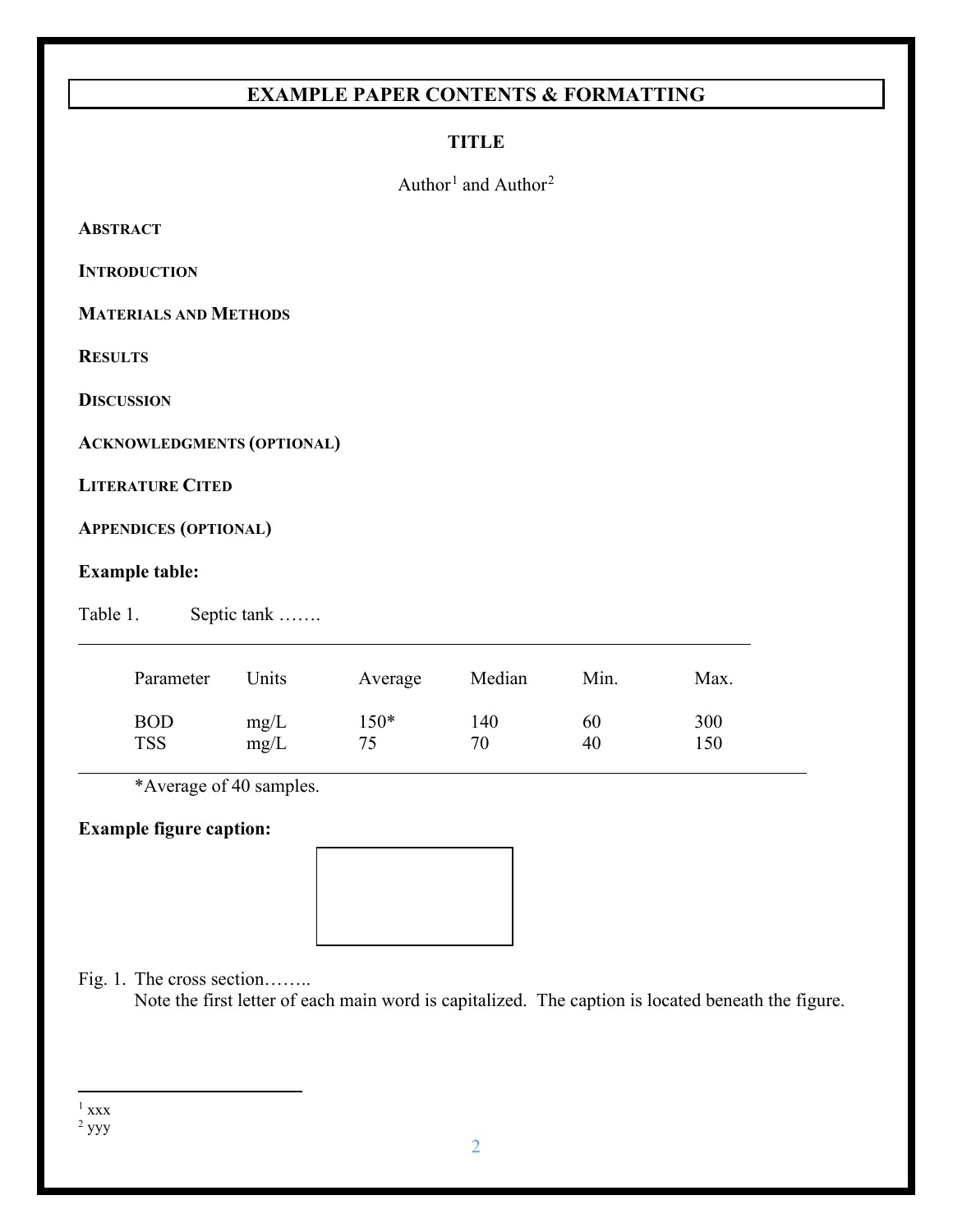# EXAMPLE PAPER CONTENTS & FORMATTING

## TITLE

Author[1] and Author[2]

**ABSTRACT**

**INTRODUCTION**

**MATERIALS AND METHODS**

**RESULTS**

**DISCUSSION**

**ACKNOWLEDGMENTS (OPTIONAL)**

**LITERATURE CITED**

**APPENDICES (OPTIONAL)**

**Example table:**

Table 1. Septic tank …….

| Parameter | Units | Average | Median | Min. | Max. |
|---|---|---|---|---|---|
| BOD | mg/L | 150* | 140 | 60 | 300 |
| TSS | mg/L | 75 | 70 | 40 | 150 |

*Average of 40 samples.

**Example figure caption:**

Fig. 1. The cross section……..
Note the first letter of each main word is capitalized. The caption is located beneath the figure.

[1] xxx
[2] yyy